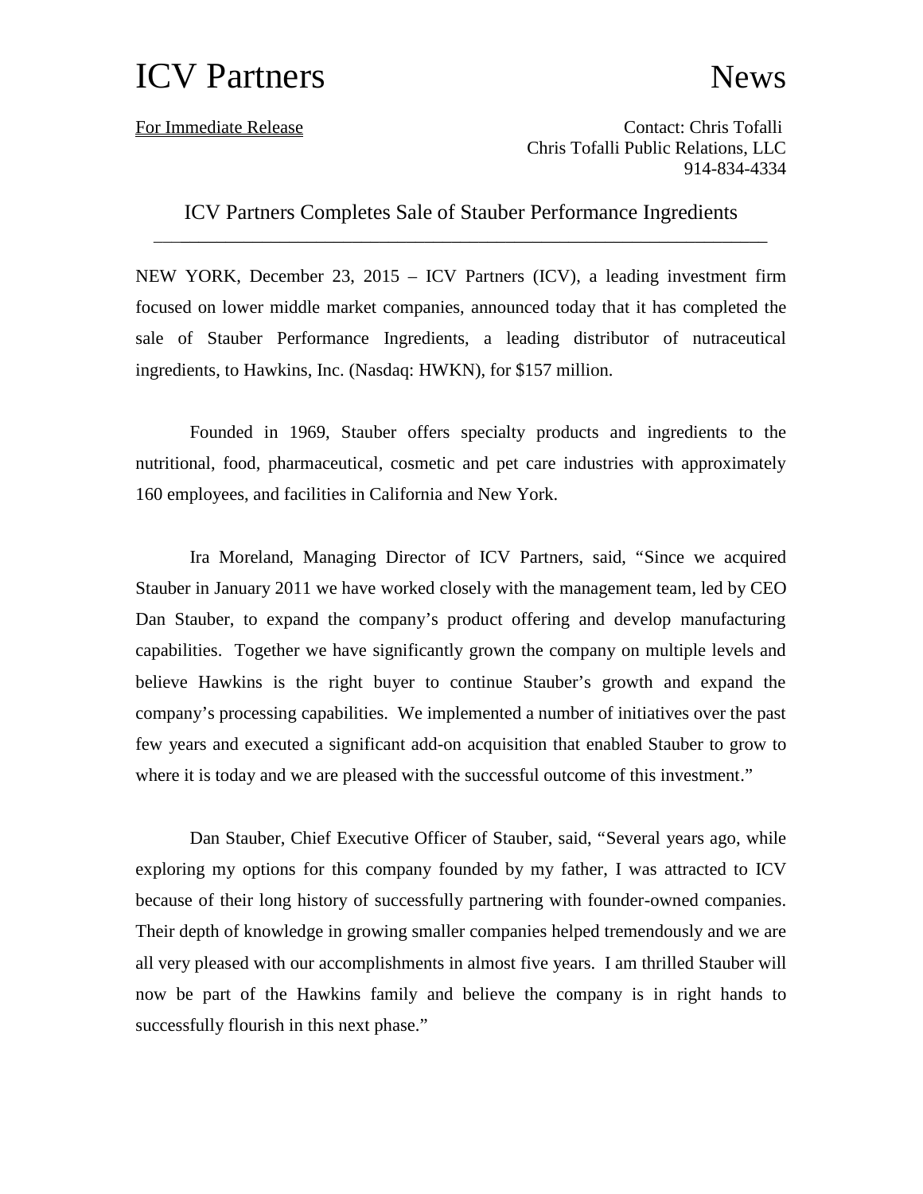# ICV Partners News

For Immediate Release

Contact: Chris Tofalli
Chris Tofalli Public Relations, LLC
914-834-4334

## ICV Partners Completes Sale of Stauber Performance Ingredients

NEW YORK, December 23, 2015 – ICV Partners (ICV), a leading investment firm focused on lower middle market companies, announced today that it has completed the sale of Stauber Performance Ingredients, a leading distributor of nutraceutical ingredients, to Hawkins, Inc. (Nasdaq: HWKN), for $157 million.

Founded in 1969, Stauber offers specialty products and ingredients to the nutritional, food, pharmaceutical, cosmetic and pet care industries with approximately 160 employees, and facilities in California and New York.

Ira Moreland, Managing Director of ICV Partners, said, "Since we acquired Stauber in January 2011 we have worked closely with the management team, led by CEO Dan Stauber, to expand the company's product offering and develop manufacturing capabilities. Together we have significantly grown the company on multiple levels and believe Hawkins is the right buyer to continue Stauber's growth and expand the company's processing capabilities. We implemented a number of initiatives over the past few years and executed a significant add-on acquisition that enabled Stauber to grow to where it is today and we are pleased with the successful outcome of this investment."

Dan Stauber, Chief Executive Officer of Stauber, said, "Several years ago, while exploring my options for this company founded by my father, I was attracted to ICV because of their long history of successfully partnering with founder-owned companies. Their depth of knowledge in growing smaller companies helped tremendously and we are all very pleased with our accomplishments in almost five years. I am thrilled Stauber will now be part of the Hawkins family and believe the company is in right hands to successfully flourish in this next phase."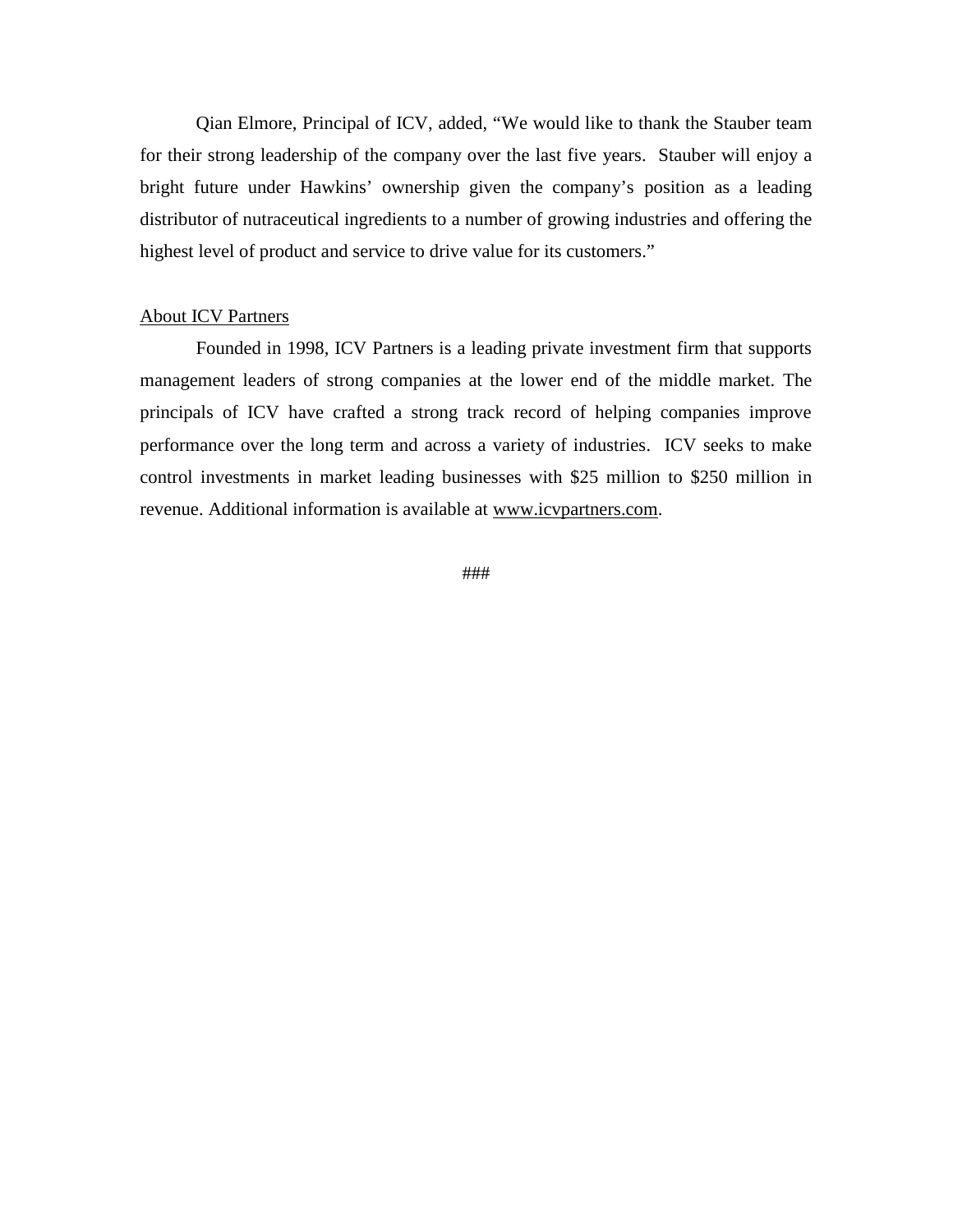Qian Elmore, Principal of ICV, added, “We would like to thank the Stauber team for their strong leadership of the company over the last five years. Stauber will enjoy a bright future under Hawkins’ ownership given the company’s position as a leading distributor of nutraceutical ingredients to a number of growing industries and offering the highest level of product and service to drive value for its customers.”

About ICV Partners

Founded in 1998, ICV Partners is a leading private investment firm that supports management leaders of strong companies at the lower end of the middle market. The principals of ICV have crafted a strong track record of helping companies improve performance over the long term and across a variety of industries. ICV seeks to make control investments in market leading businesses with $25 million to $250 million in revenue. Additional information is available at www.icvpartners.com.

###